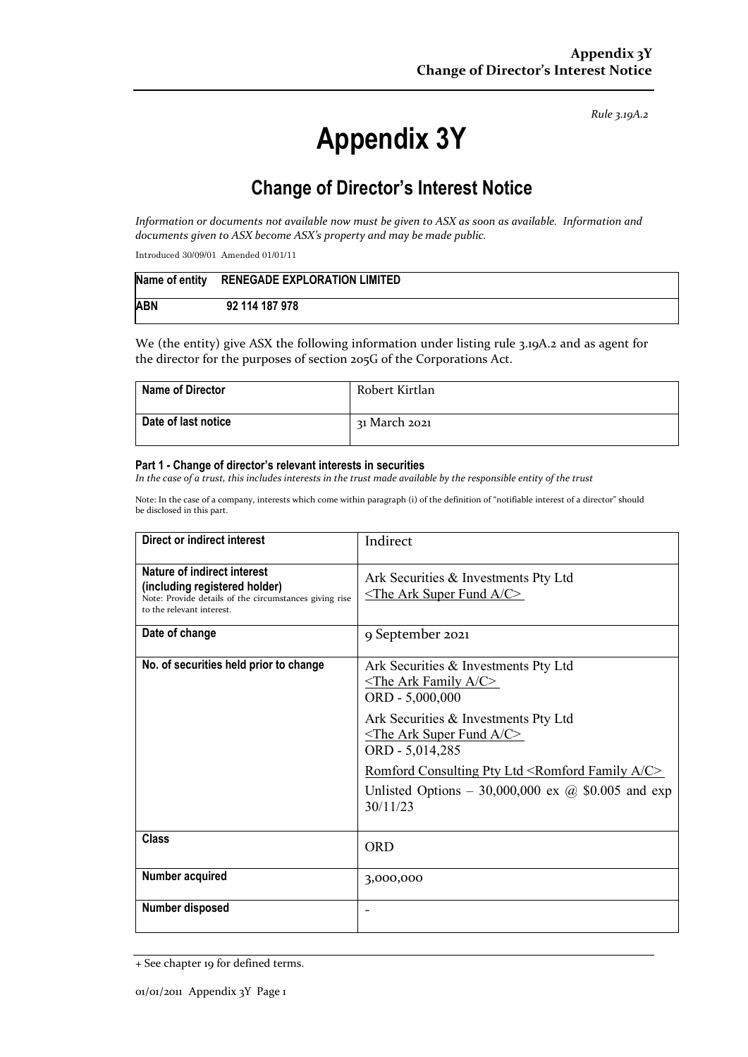*Rule 3.19A.2*

# Appendix 3Y

## Change of Director's Interest Notice

*Information or documents not available now must be given to ASX as soon as available. Information and documents given to ASX become ASX's property and may be made public.*

Introduced 30/09/01 Amended 01/01/11

| **Name of entity** | **RENEGADE EXPLORATION LIMITED** |
|---|---|
| **ABN** | **92 114 187 978** |

We (the entity) give ASX the following information under listing rule 3.19A.2 and as agent for the director for the purposes of section 205G of the Corporations Act.

| **Name of Director** | Robert Kirtlan |
|---|---|
| **Date of last notice** | 31 March 2021 |

#### Part 1 - Change of director's relevant interests in securities

*In the case of a trust, this includes interests in the trust made available by the responsible entity of the trust*

Note: In the case of a company, interests which come within paragraph (i) of the definition of "notifiable interest of a director" should be disclosed in this part.

| **Direct or indirect interest** | Indirect |
|---|---|
| **Nature of indirect interest (including registered holder)** Note: Provide details of the circumstances giving rise to the relevant interest. | Ark Securities & Investments Pty Ltd <The Ark Super Fund A/C> |
| **Date of change** | 9 September 2021 |
| **No. of securities held prior to change** | Ark Securities & Investments Pty Ltd <The Ark Family A/C> ORD - 5,000,000<br><br>Ark Securities & Investments Pty Ltd <The Ark Super Fund A/C> ORD - 5,014,285<br><br>Romford Consulting Pty Ltd <Romford Family A/C> Unlisted Options – 30,000,000 ex @ \$0.005 and exp 30/11/23 |
| **Class** | ORD |
| **Number acquired** | 3,000,000 |
| **Number disposed** | - |

+ See chapter 19 for defined terms.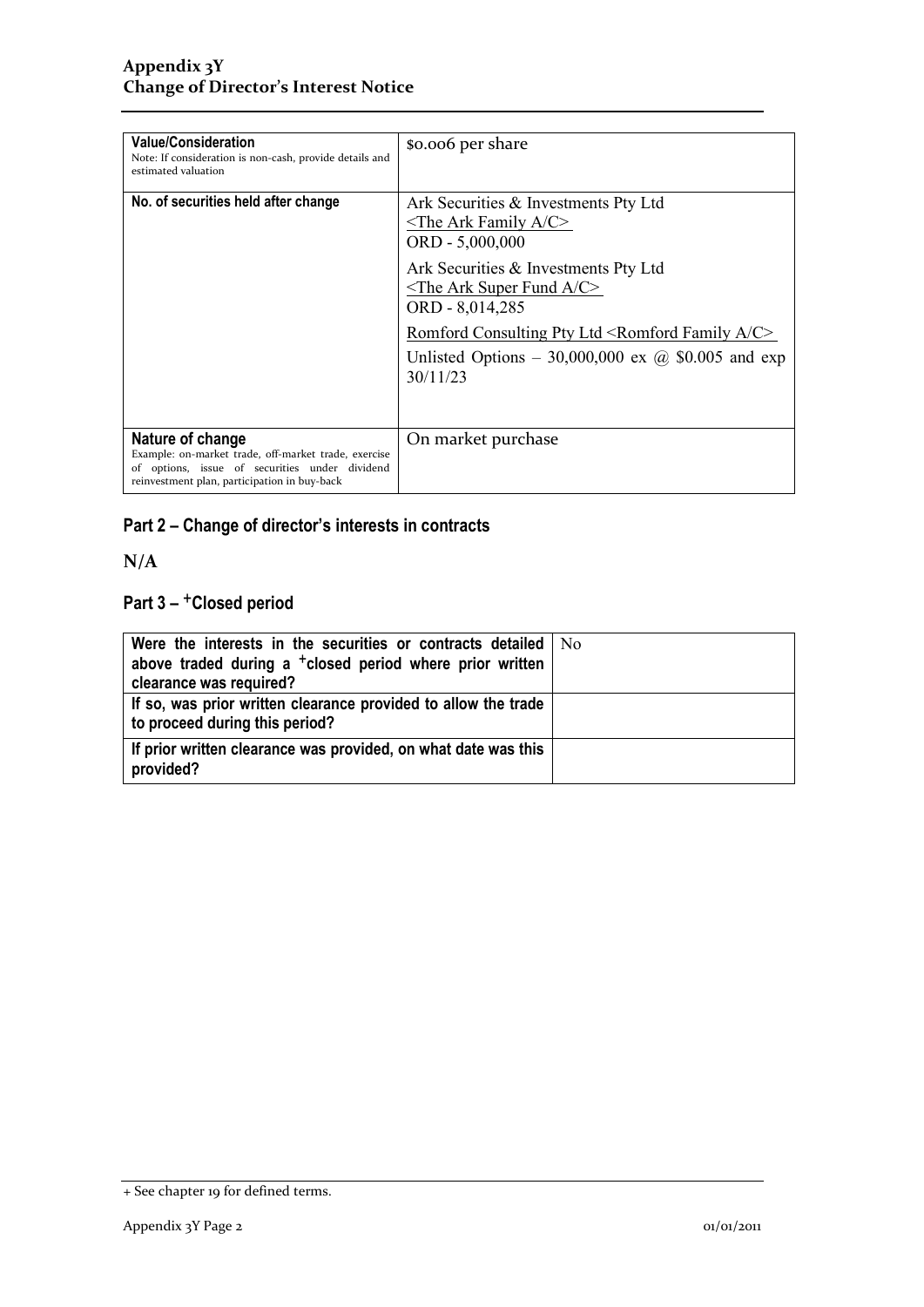| | |
|---|---|
| **Value/Consideration**<br>Note: If consideration is non-cash, provide details and estimated valuation | $0.006 per share |
| **No. of securities held after change** | Ark Securities & Investments Pty Ltd<br><The Ark Family A/C><br>ORD - 5,000,000<br><br>Ark Securities & Investments Pty Ltd<br><The Ark Super Fund A/C><br>ORD - 8,014,285<br><br>Romford Consulting Pty Ltd <Romford Family A/C><br>Unlisted Options – 30,000,000 ex @ $0.005 and exp 30/11/23 |
| **Nature of change**<br>Example: on-market trade, off-market trade, exercise of options, issue of securities under dividend reinvestment plan, participation in buy-back | On market purchase |

## Part 2 – Change of director's interests in contracts

**N/A**

## Part 3 – +Closed period

| | |
|---|---|
| **Were the interests in the securities or contracts detailed above traded during a +closed period where prior written clearance was required?** | No |
| **If so, was prior written clearance provided to allow the trade to proceed during this period?** | |
| **If prior written clearance was provided, on what date was this provided?** | |

+ See chapter 19 for defined terms.